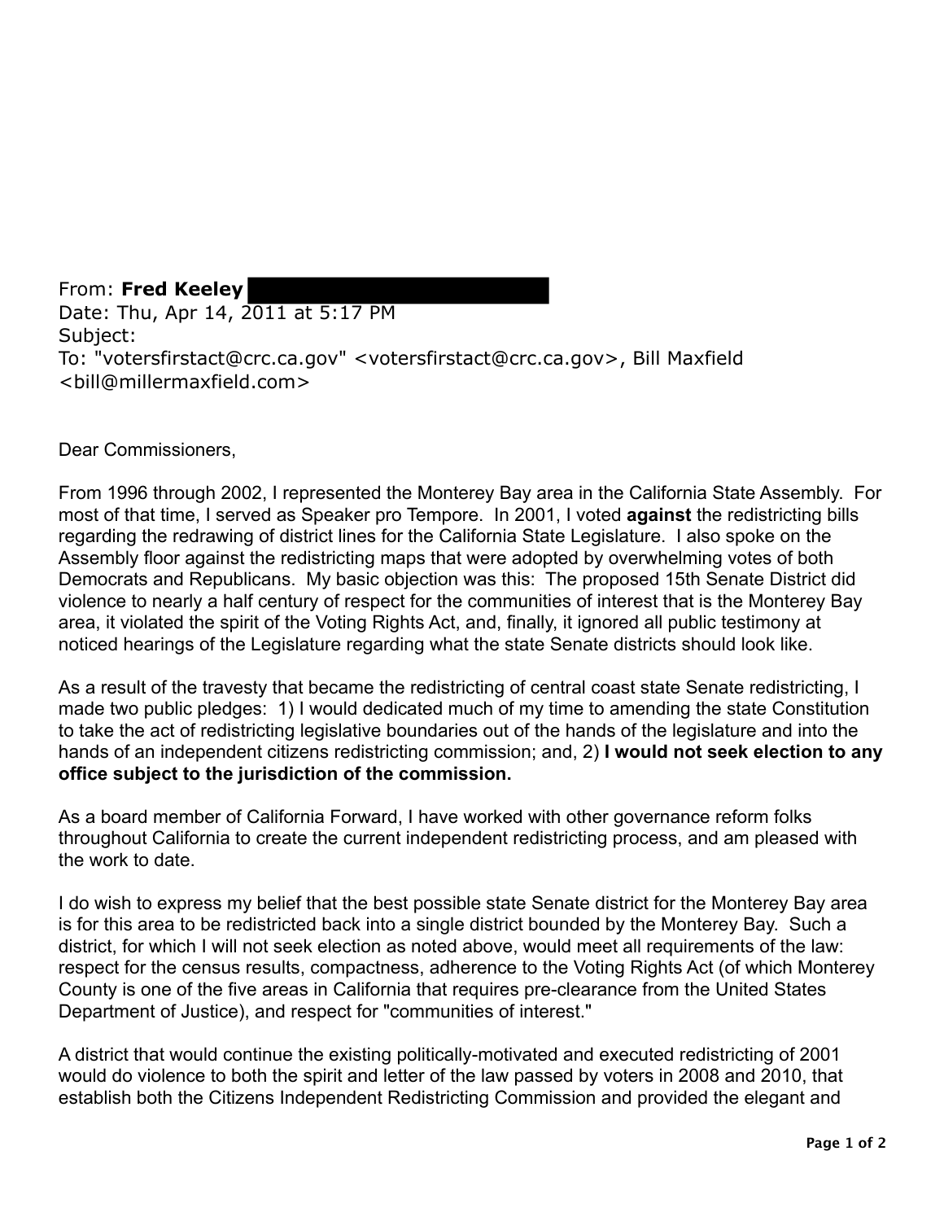From: **Fred Keeley**
Date: Thu, Apr 14, 2011 at 5:17 PM
Subject:
To: "votersfirstact@crc.ca.gov" <votersfirstact@crc.ca.gov>, Bill Maxfield <bill@millermaxfield.com>

Dear Commissioners,

From 1996 through 2002, I represented the Monterey Bay area in the California State Assembly. For most of that time, I served as Speaker pro Tempore. In 2001, I voted **against** the redistricting bills regarding the redrawing of district lines for the California State Legislature. I also spoke on the Assembly floor against the redistricting maps that were adopted by overwhelming votes of both Democrats and Republicans. My basic objection was this: The proposed 15th Senate District did violence to nearly a half century of respect for the communities of interest that is the Monterey Bay area, it violated the spirit of the Voting Rights Act, and, finally, it ignored all public testimony at noticed hearings of the Legislature regarding what the state Senate districts should look like.

As a result of the travesty that became the redistricting of central coast state Senate redistricting, I made two public pledges: 1) I would dedicated much of my time to amending the state Constitution to take the act of redistricting legislative boundaries out of the hands of the legislature and into the hands of an independent citizens redistricting commission; and, 2) **I would not seek election to any office subject to the jurisdiction of the commission.**

As a board member of California Forward, I have worked with other governance reform folks throughout California to create the current independent redistricting process, and am pleased with the work to date.

I do wish to express my belief that the best possible state Senate district for the Monterey Bay area is for this area to be redistricted back into a single district bounded by the Monterey Bay. Such a district, for which I will not seek election as noted above, would meet all requirements of the law: respect for the census results, compactness, adherence to the Voting Rights Act (of which Monterey County is one of the five areas in California that requires pre-clearance from the United States Department of Justice), and respect for "communities of interest."

A district that would continue the existing politically-motivated and executed redistricting of 2001 would do violence to both the spirit and letter of the law passed by voters in 2008 and 2010, that establish both the Citizens Independent Redistricting Commission and provided the elegant and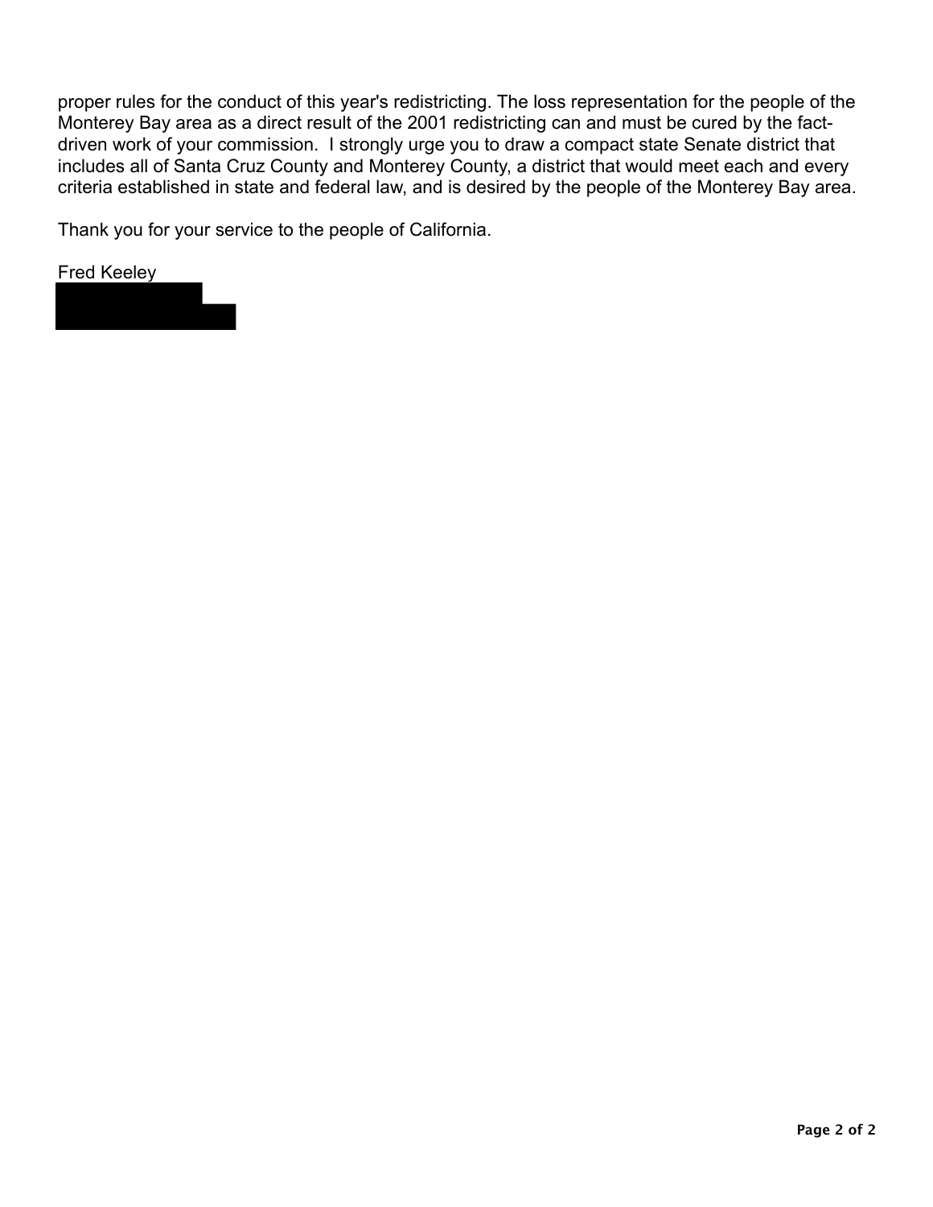proper rules for the conduct of this year's redistricting. The loss representation for the people of the Monterey Bay area as a direct result of the 2001 redistricting can and must be cured by the fact-driven work of your commission. I strongly urge you to draw a compact state Senate district that includes all of Santa Cruz County and Monterey County, a district that would meet each and every criteria established in state and federal law, and is desired by the people of the Monterey Bay area.

Thank you for your service to the people of California.

Fred Keeley